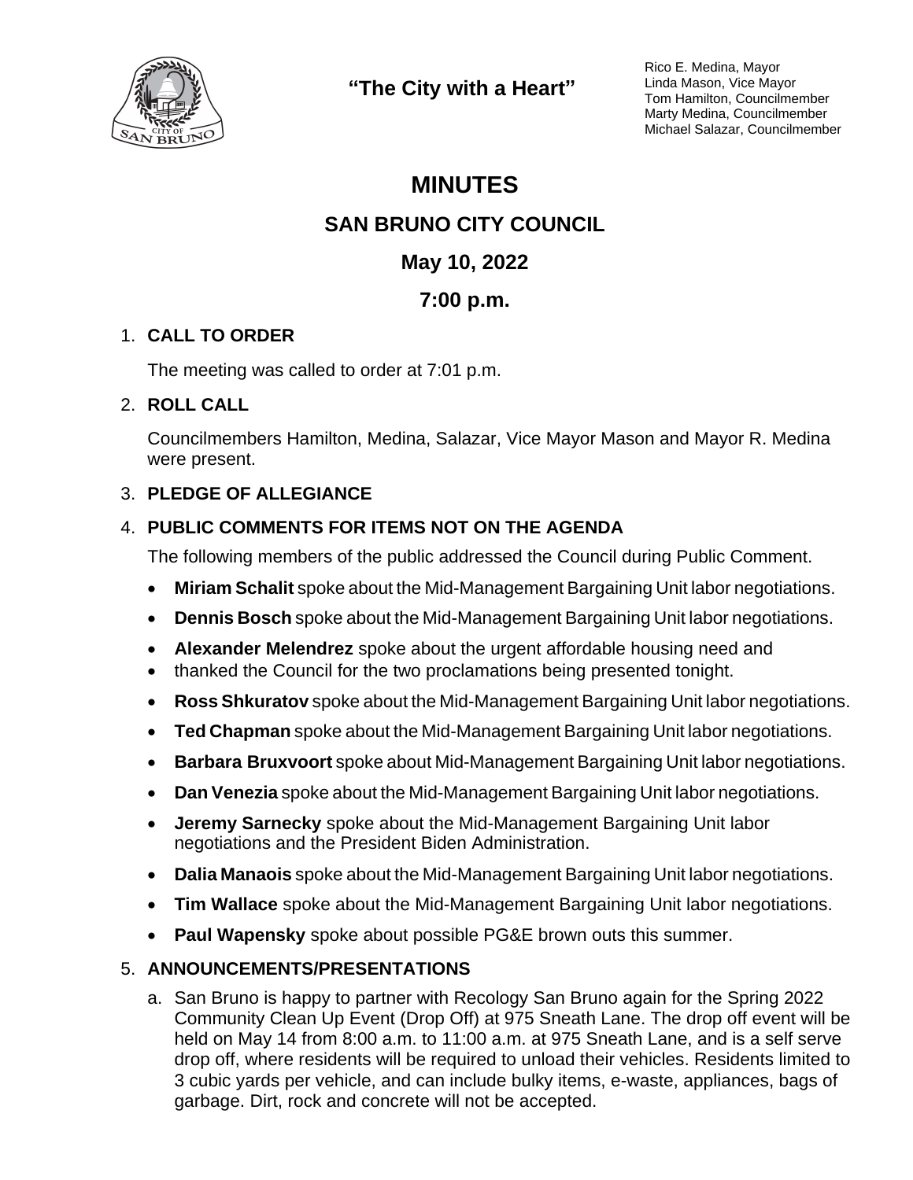"The City with a Heart"

Rico E. Medina, Mayor
Linda Mason, Vice Mayor
Tom Hamilton, Councilmember
Marty Medina, Councilmember
Michael Salazar, Councilmember

# MINUTES

## SAN BRUNO CITY COUNCIL

## May 10, 2022

## 7:00 p.m.

1. **CALL TO ORDER**

   The meeting was called to order at 7:01 p.m.

2. **ROLL CALL**

   Councilmembers Hamilton, Medina, Salazar, Vice Mayor Mason and Mayor R. Medina were present.

3. **PLEDGE OF ALLEGIANCE**

4. **PUBLIC COMMENTS FOR ITEMS NOT ON THE AGENDA**

   The following members of the public addressed the Council during Public Comment.

   - **Miriam Schalit** spoke about the Mid-Management Bargaining Unit labor negotiations.
   - **Dennis Bosch** spoke about the Mid-Management Bargaining Unit labor negotiations.
   - **Alexander Melendrez** spoke about the urgent affordable housing need and
   - thanked the Council for the two proclamations being presented tonight.
   - **Ross Shkuratov** spoke about the Mid-Management Bargaining Unit labor negotiations.
   - **Ted Chapman** spoke about the Mid-Management Bargaining Unit labor negotiations.
   - **Barbara Bruxvoort** spoke about Mid-Management Bargaining Unit labor negotiations.
   - **Dan Venezia** spoke about the Mid-Management Bargaining Unit labor negotiations.
   - **Jeremy Sarnecky** spoke about the Mid-Management Bargaining Unit labor negotiations and the President Biden Administration.
   - **Dalia Manaois** spoke about the Mid-Management Bargaining Unit labor negotiations.
   - **Tim Wallace** spoke about the Mid-Management Bargaining Unit labor negotiations.
   - **Paul Wapensky** spoke about possible PG&E brown outs this summer.

5. **ANNOUNCEMENTS/PRESENTATIONS**

   a. San Bruno is happy to partner with Recology San Bruno again for the Spring 2022 Community Clean Up Event (Drop Off) at 975 Sneath Lane. The drop off event will be held on May 14 from 8:00 a.m. to 11:00 a.m. at 975 Sneath Lane, and is a self serve drop off, where residents will be required to unload their vehicles. Residents limited to 3 cubic yards per vehicle, and can include bulky items, e-waste, appliances, bags of garbage. Dirt, rock and concrete will not be accepted.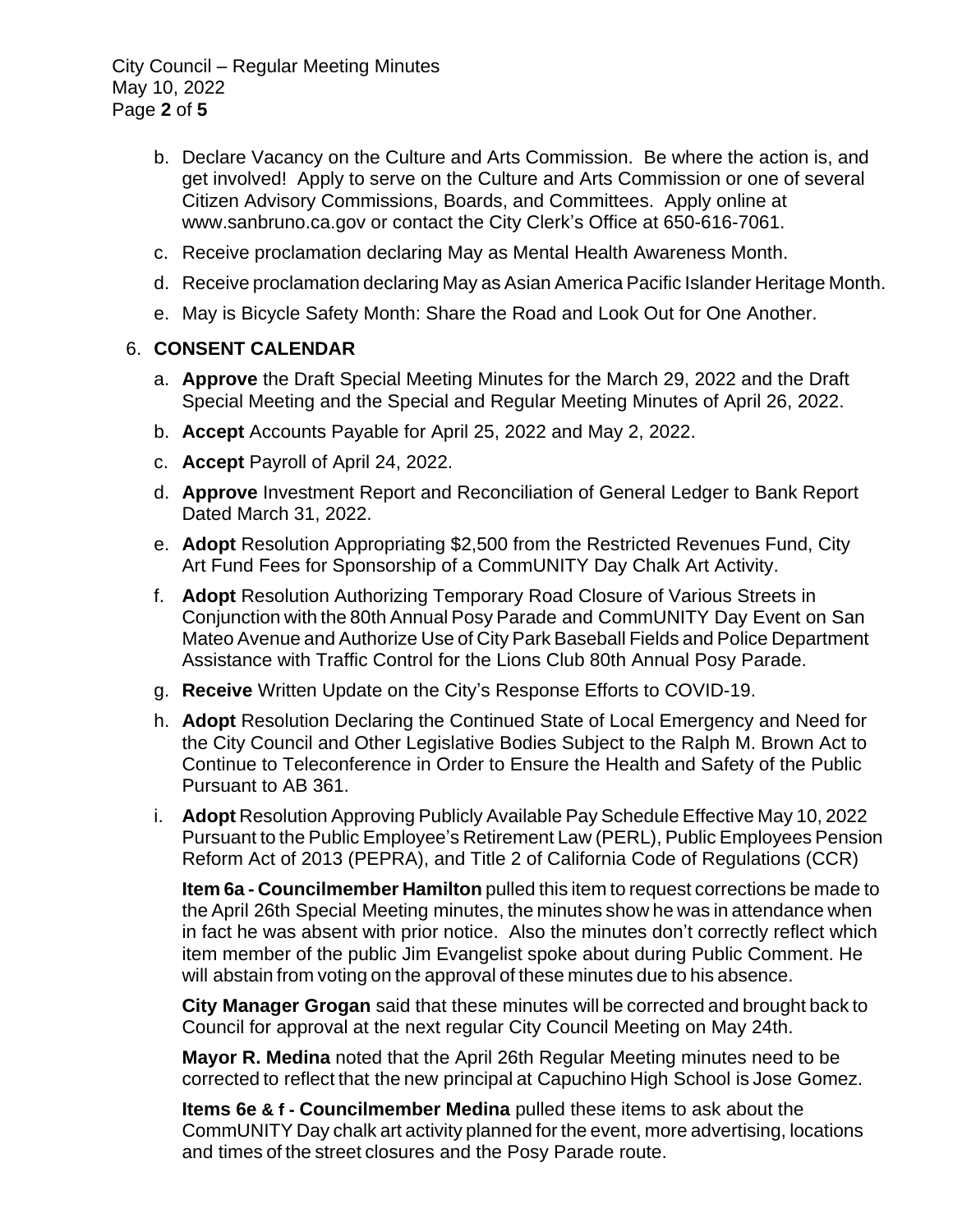b. Declare Vacancy on the Culture and Arts Commission. Be where the action is, and get involved! Apply to serve on the Culture and Arts Commission or one of several Citizen Advisory Commissions, Boards, and Committees. Apply online at www.sanbruno.ca.gov or contact the City Clerk's Office at 650-616-7061.

c. Receive proclamation declaring May as Mental Health Awareness Month.

d. Receive proclamation declaring May as Asian America Pacific Islander Heritage Month.

e. May is Bicycle Safety Month: Share the Road and Look Out for One Another.

6. **CONSENT CALENDAR**

a. **Approve** the Draft Special Meeting Minutes for the March 29, 2022 and the Draft Special Meeting and the Special and Regular Meeting Minutes of April 26, 2022.

b. **Accept** Accounts Payable for April 25, 2022 and May 2, 2022.

c. **Accept** Payroll of April 24, 2022.

d. **Approve** Investment Report and Reconciliation of General Ledger to Bank Report Dated March 31, 2022.

e. **Adopt** Resolution Appropriating $2,500 from the Restricted Revenues Fund, City Art Fund Fees for Sponsorship of a CommUNITY Day Chalk Art Activity.

f. **Adopt** Resolution Authorizing Temporary Road Closure of Various Streets in Conjunction with the 80th Annual Posy Parade and CommUNITY Day Event on San Mateo Avenue and Authorize Use of City Park Baseball Fields and Police Department Assistance with Traffic Control for the Lions Club 80th Annual Posy Parade.

g. **Receive** Written Update on the City's Response Efforts to COVID-19.

h. **Adopt** Resolution Declaring the Continued State of Local Emergency and Need for the City Council and Other Legislative Bodies Subject to the Ralph M. Brown Act to Continue to Teleconference in Order to Ensure the Health and Safety of the Public Pursuant to AB 361.

i. **Adopt** Resolution Approving Publicly Available Pay Schedule Effective May 10, 2022 Pursuant to the Public Employee's Retirement Law (PERL), Public Employees Pension Reform Act of 2013 (PEPRA), and Title 2 of California Code of Regulations (CCR)

**Item 6a - Councilmember Hamilton** pulled this item to request corrections be made to the April 26th Special Meeting minutes, the minutes show he was in attendance when in fact he was absent with prior notice. Also the minutes don't correctly reflect which item member of the public Jim Evangelist spoke about during Public Comment. He will abstain from voting on the approval of these minutes due to his absence.

**City Manager Grogan** said that these minutes will be corrected and brought back to Council for approval at the next regular City Council Meeting on May 24th.

**Mayor R. Medina** noted that the April 26th Regular Meeting minutes need to be corrected to reflect that the new principal at Capuchino High School is Jose Gomez.

**Items 6e & f - Councilmember Medina** pulled these items to ask about the CommUNITY Day chalk art activity planned for the event, more advertising, locations and times of the street closures and the Posy Parade route.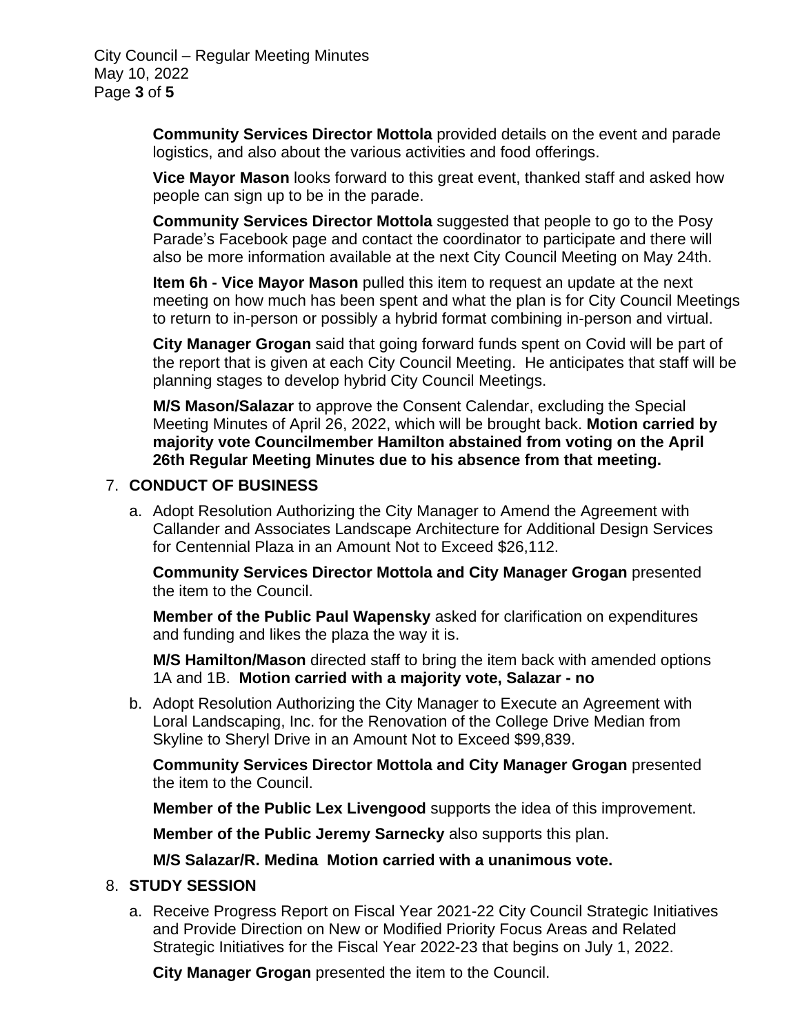**Community Services Director Mottola** provided details on the event and parade logistics, and also about the various activities and food offerings.

**Vice Mayor Mason** looks forward to this great event, thanked staff and asked how people can sign up to be in the parade.

**Community Services Director Mottola** suggested that people to go to the Posy Parade's Facebook page and contact the coordinator to participate and there will also be more information available at the next City Council Meeting on May 24th.

**Item 6h - Vice Mayor Mason** pulled this item to request an update at the next meeting on how much has been spent and what the plan is for City Council Meetings to return to in-person or possibly a hybrid format combining in-person and virtual.

**City Manager Grogan** said that going forward funds spent on Covid will be part of the report that is given at each City Council Meeting. He anticipates that staff will be planning stages to develop hybrid City Council Meetings.

**M/S Mason/Salazar** to approve the Consent Calendar, excluding the Special Meeting Minutes of April 26, 2022, which will be brought back. **Motion carried by majority vote Councilmember Hamilton abstained from voting on the April 26th Regular Meeting Minutes due to his absence from that meeting.**

7. **CONDUCT OF BUSINESS**

   a. Adopt Resolution Authorizing the City Manager to Amend the Agreement with Callander and Associates Landscape Architecture for Additional Design Services for Centennial Plaza in an Amount Not to Exceed $26,112.

   **Community Services Director Mottola and City Manager Grogan** presented the item to the Council.

   **Member of the Public Paul Wapensky** asked for clarification on expenditures and funding and likes the plaza the way it is.

   **M/S Hamilton/Mason** directed staff to bring the item back with amended options 1A and 1B. **Motion carried with a majority vote, Salazar - no**

   b. Adopt Resolution Authorizing the City Manager to Execute an Agreement with Loral Landscaping, Inc. for the Renovation of the College Drive Median from Skyline to Sheryl Drive in an Amount Not to Exceed $99,839.

   **Community Services Director Mottola and City Manager Grogan** presented the item to the Council.

   **Member of the Public Lex Livengood** supports the idea of this improvement.

   **Member of the Public Jeremy Sarnecky** also supports this plan.

   **M/S Salazar/R. Medina Motion carried with a unanimous vote.**

8. **STUDY SESSION**

   a. Receive Progress Report on Fiscal Year 2021-22 City Council Strategic Initiatives and Provide Direction on New or Modified Priority Focus Areas and Related Strategic Initiatives for the Fiscal Year 2022-23 that begins on July 1, 2022.

   **City Manager Grogan** presented the item to the Council.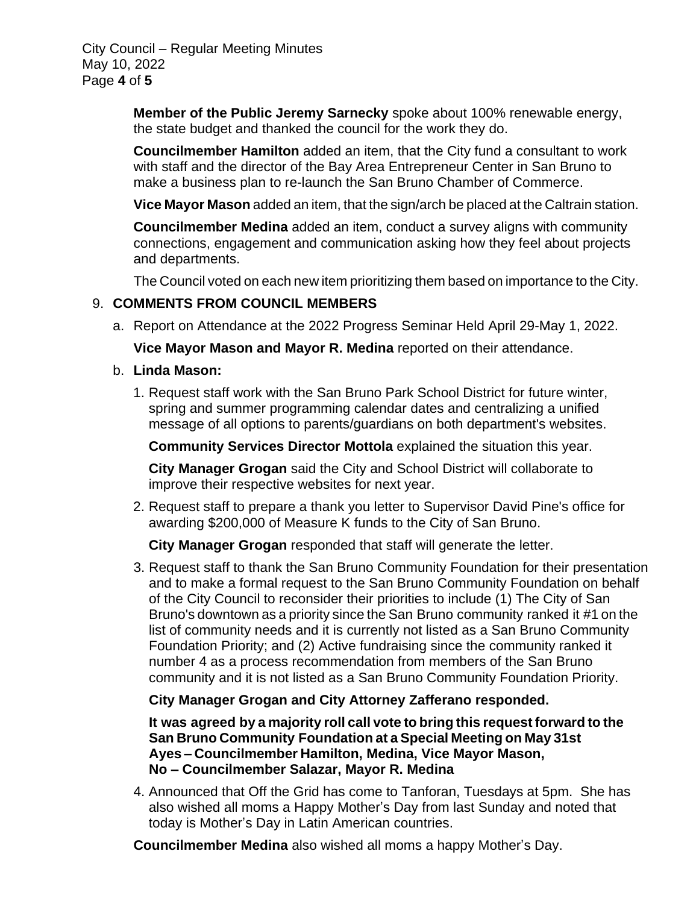**Member of the Public Jeremy Sarnecky** spoke about 100% renewable energy, the state budget and thanked the council for the work they do.

**Councilmember Hamilton** added an item, that the City fund a consultant to work with staff and the director of the Bay Area Entrepreneur Center in San Bruno to make a business plan to re-launch the San Bruno Chamber of Commerce.

**Vice Mayor Mason** added an item, that the sign/arch be placed at the Caltrain station.

**Councilmember Medina** added an item, conduct a survey aligns with community connections, engagement and communication asking how they feel about projects and departments.

The Council voted on each new item prioritizing them based on importance to the City.

9. **COMMENTS FROM COUNCIL MEMBERS**

   a. Report on Attendance at the 2022 Progress Seminar Held April 29-May 1, 2022.

      **Vice Mayor Mason and Mayor R. Medina** reported on their attendance.

   b. **Linda Mason:**

      1. Request staff work with the San Bruno Park School District for future winter, spring and summer programming calendar dates and centralizing a unified message of all options to parents/guardians on both department's websites.

         **Community Services Director Mottola** explained the situation this year.

         **City Manager Grogan** said the City and School District will collaborate to improve their respective websites for next year.

      2. Request staff to prepare a thank you letter to Supervisor David Pine's office for awarding $200,000 of Measure K funds to the City of San Bruno.

         **City Manager Grogan** responded that staff will generate the letter.

      3. Request staff to thank the San Bruno Community Foundation for their presentation and to make a formal request to the San Bruno Community Foundation on behalf of the City Council to reconsider their priorities to include (1) The City of San Bruno's downtown as a priority since the San Bruno community ranked it #1 on the list of community needs and it is currently not listed as a San Bruno Community Foundation Priority; and (2) Active fundraising since the community ranked it number 4 as a process recommendation from members of the San Bruno community and it is not listed as a San Bruno Community Foundation Priority.

         **City Manager Grogan and City Attorney Zafferano responded.**

         **It was agreed by a majority roll call vote to bring this request forward to the San Bruno Community Foundation at a Special Meeting on May 31st**
         **Ayes – Councilmember Hamilton, Medina, Vice Mayor Mason,**
         **No – Councilmember Salazar, Mayor R. Medina**

      4. Announced that Off the Grid has come to Tanforan, Tuesdays at 5pm. She has also wished all moms a Happy Mother's Day from last Sunday and noted that today is Mother's Day in Latin American countries.

   **Councilmember Medina** also wished all moms a happy Mother's Day.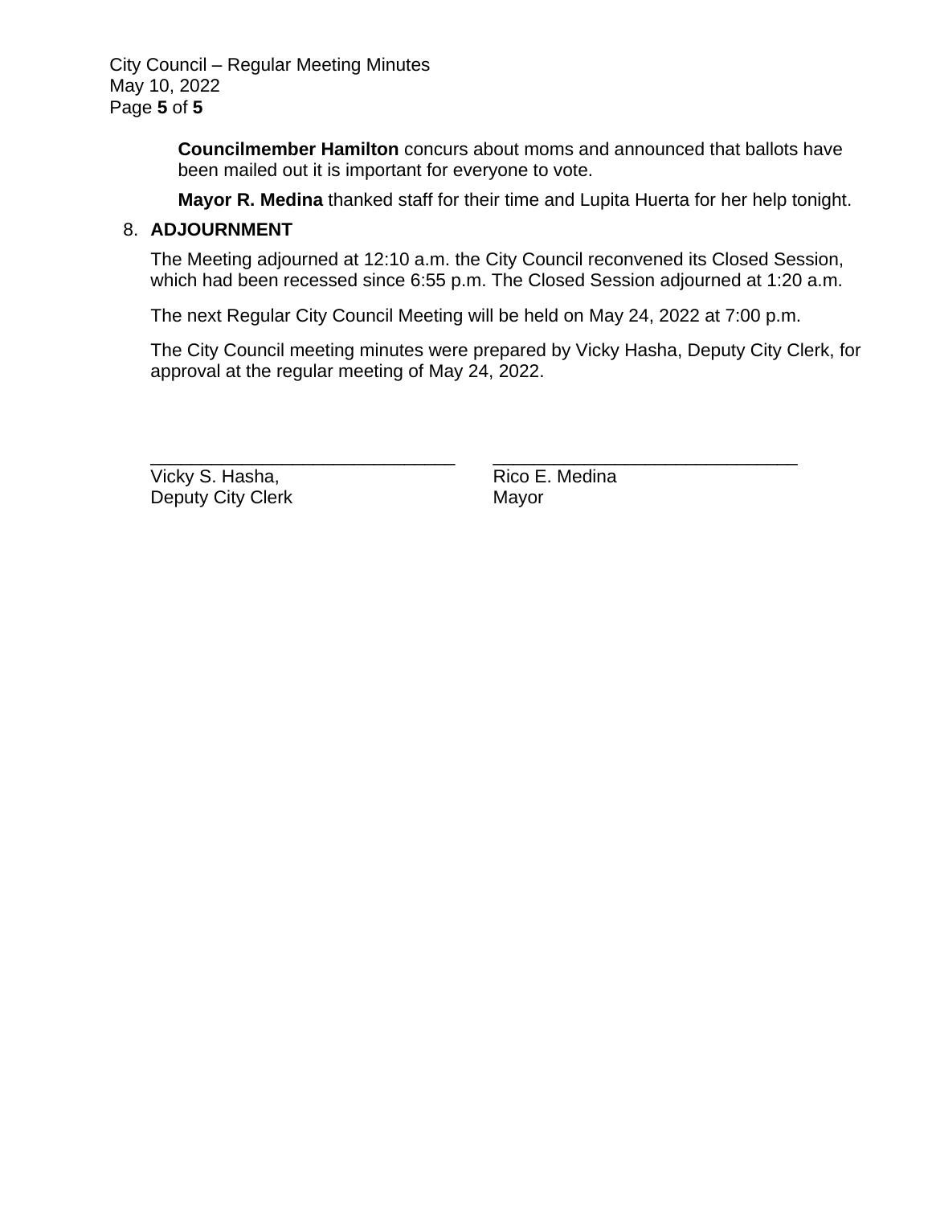**Councilmember Hamilton** concurs about moms and announced that ballots have been mailed out it is important for everyone to vote.

**Mayor R. Medina** thanked staff for their time and Lupita Huerta for her help tonight.

8. **ADJOURNMENT**

The Meeting adjourned at 12:10 a.m. the City Council reconvened its Closed Session, which had been recessed since 6:55 p.m. The Closed Session adjourned at 1:20 a.m.

The next Regular City Council Meeting will be held on May 24, 2022 at 7:00 p.m.

The City Council meeting minutes were prepared by Vicky Hasha, Deputy City Clerk, for approval at the regular meeting of May 24, 2022.

| | |
|---|---|
| _______________________________ | _______________________________ |
| Vicky S. Hasha, | Rico E. Medina |
| Deputy City Clerk | Mayor |